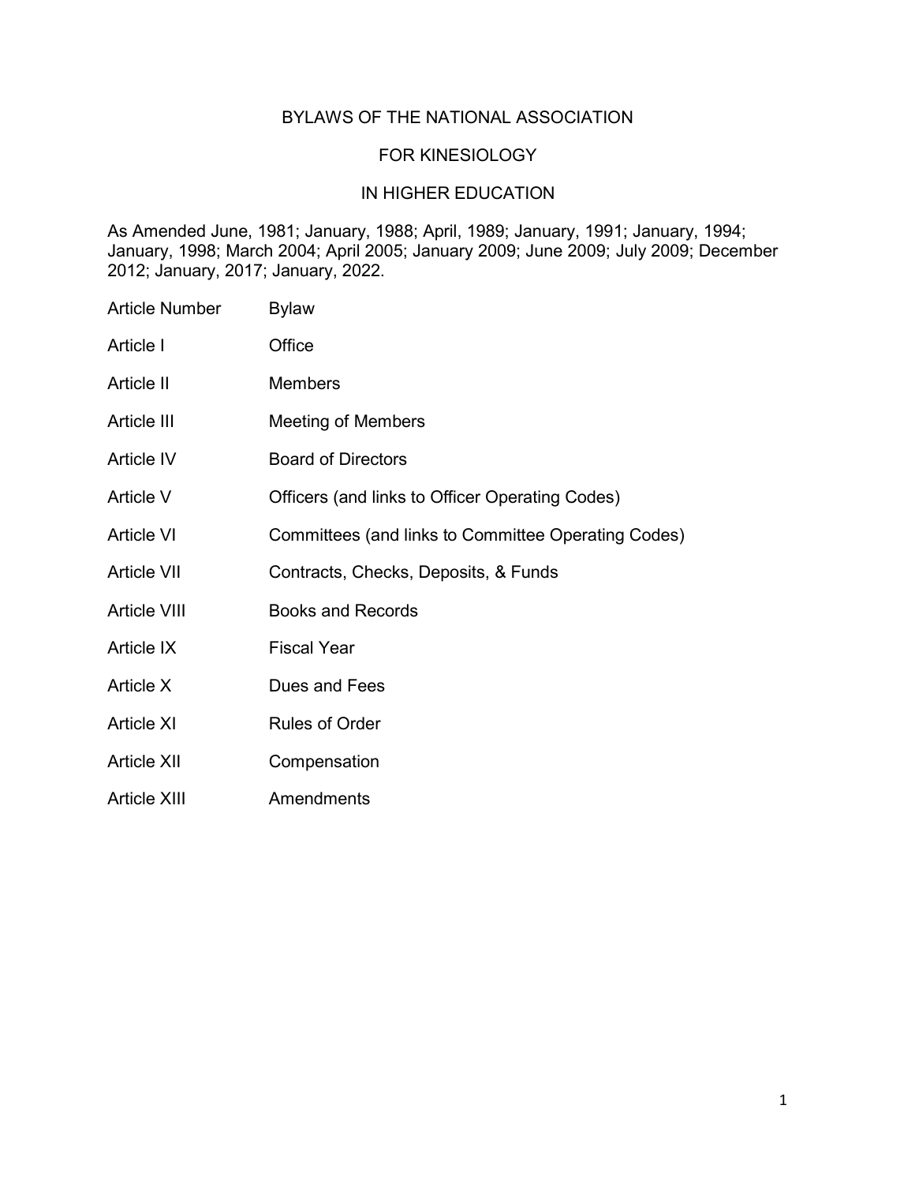# BYLAWS OF THE NATIONAL ASSOCIATION FOR KINESIOLOGY IN HIGHER EDUCATION

As Amended June, 1981; January, 1988; April, 1989; January, 1991; January, 1994; January, 1998; March 2004; April 2005; January 2009; June 2009; July 2009; December 2012; January, 2017; January, 2022.

| Article Number | Bylaw |
| --- | --- |
| Article I | Office |
| Article II | Members |
| Article III | Meeting of Members |
| Article IV | Board of Directors |
| Article V | Officers (and links to Officer Operating Codes) |
| Article VI | Committees (and links to Committee Operating Codes) |
| Article VII | Contracts, Checks, Deposits, & Funds |
| Article VIII | Books and Records |
| Article IX | Fiscal Year |
| Article X | Dues and Fees |
| Article XI | Rules of Order |
| Article XII | Compensation |
| Article XIII | Amendments |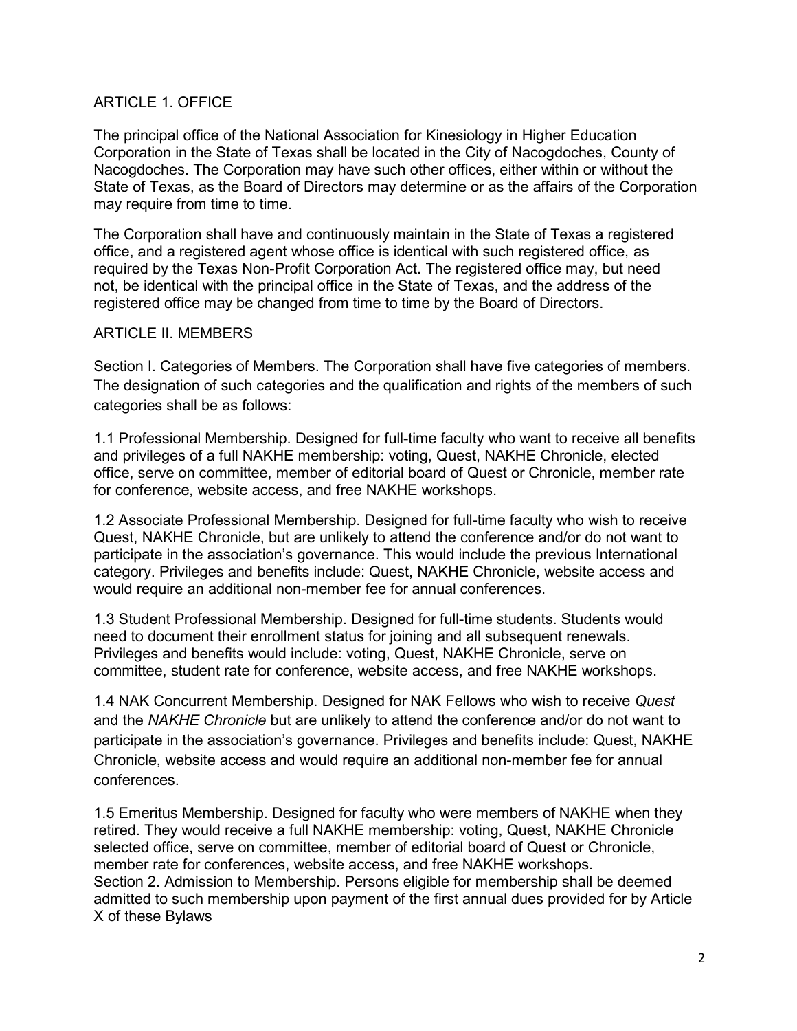## ARTICLE 1. OFFICE

The principal office of the National Association for Kinesiology in Higher Education Corporation in the State of Texas shall be located in the City of Nacogdoches, County of Nacogdoches. The Corporation may have such other offices, either within or without the State of Texas, as the Board of Directors may determine or as the affairs of the Corporation may require from time to time.

The Corporation shall have and continuously maintain in the State of Texas a registered office, and a registered agent whose office is identical with such registered office, as required by the Texas Non-Profit Corporation Act. The registered office may, but need not, be identical with the principal office in the State of Texas, and the address of the registered office may be changed from time to time by the Board of Directors.

## ARTICLE II. MEMBERS

Section I. Categories of Members. The Corporation shall have five categories of members. The designation of such categories and the qualification and rights of the members of such categories shall be as follows:

1.1 Professional Membership. Designed for full-time faculty who want to receive all benefits and privileges of a full NAKHE membership: voting, Quest, NAKHE Chronicle, elected office, serve on committee, member of editorial board of Quest or Chronicle, member rate for conference, website access, and free NAKHE workshops.

1.2 Associate Professional Membership. Designed for full-time faculty who wish to receive Quest, NAKHE Chronicle, but are unlikely to attend the conference and/or do not want to participate in the association's governance. This would include the previous International category. Privileges and benefits include: Quest, NAKHE Chronicle, website access and would require an additional non-member fee for annual conferences.

1.3 Student Professional Membership. Designed for full-time students. Students would need to document their enrollment status for joining and all subsequent renewals. Privileges and benefits would include: voting, Quest, NAKHE Chronicle, serve on committee, student rate for conference, website access, and free NAKHE workshops.

1.4 NAK Concurrent Membership. Designed for NAK Fellows who wish to receive *Quest* and the *NAKHE Chronicle* but are unlikely to attend the conference and/or do not want to participate in the association's governance. Privileges and benefits include: Quest, NAKHE Chronicle, website access and would require an additional non-member fee for annual conferences.

1.5 Emeritus Membership. Designed for faculty who were members of NAKHE when they retired. They would receive a full NAKHE membership: voting, Quest, NAKHE Chronicle selected office, serve on committee, member of editorial board of Quest or Chronicle, member rate for conferences, website access, and free NAKHE workshops.

Section 2. Admission to Membership. Persons eligible for membership shall be deemed admitted to such membership upon payment of the first annual dues provided for by Article X of these Bylaws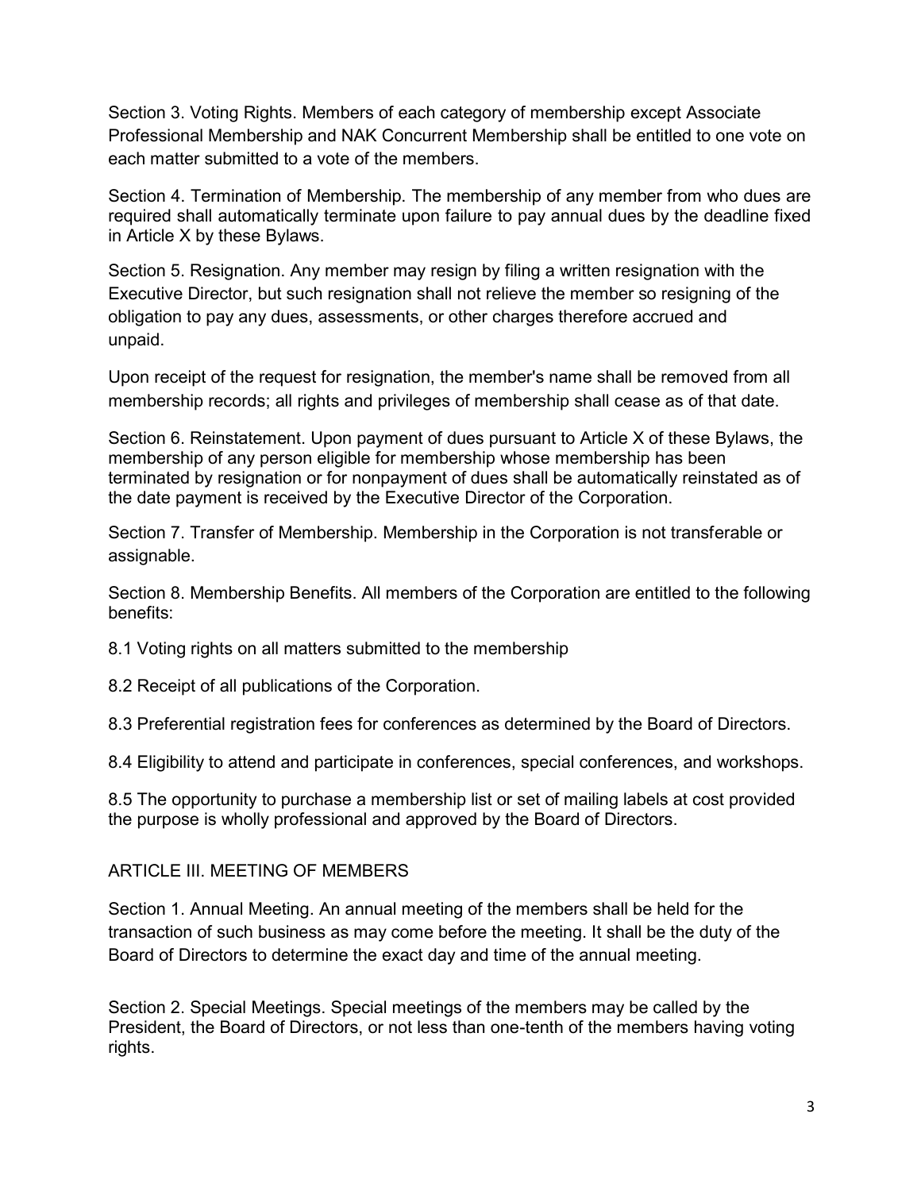Section 3. Voting Rights. Members of each category of membership except Associate Professional Membership and NAK Concurrent Membership shall be entitled to one vote on each matter submitted to a vote of the members.

Section 4. Termination of Membership. The membership of any member from who dues are required shall automatically terminate upon failure to pay annual dues by the deadline fixed in Article X by these Bylaws.

Section 5. Resignation. Any member may resign by filing a written resignation with the Executive Director, but such resignation shall not relieve the member so resigning of the obligation to pay any dues, assessments, or other charges therefore accrued and unpaid.

Upon receipt of the request for resignation, the member's name shall be removed from all membership records; all rights and privileges of membership shall cease as of that date.

Section 6. Reinstatement. Upon payment of dues pursuant to Article X of these Bylaws, the membership of any person eligible for membership whose membership has been terminated by resignation or for nonpayment of dues shall be automatically reinstated as of the date payment is received by the Executive Director of the Corporation.

Section 7. Transfer of Membership. Membership in the Corporation is not transferable or assignable.

Section 8. Membership Benefits. All members of the Corporation are entitled to the following benefits:

8.1 Voting rights on all matters submitted to the membership

8.2 Receipt of all publications of the Corporation.

8.3 Preferential registration fees for conferences as determined by the Board of Directors.

8.4 Eligibility to attend and participate in conferences, special conferences, and workshops.

8.5 The opportunity to purchase a membership list or set of mailing labels at cost provided the purpose is wholly professional and approved by the Board of Directors.

## ARTICLE III. MEETING OF MEMBERS

Section 1. Annual Meeting. An annual meeting of the members shall be held for the transaction of such business as may come before the meeting. It shall be the duty of the Board of Directors to determine the exact day and time of the annual meeting.

Section 2. Special Meetings. Special meetings of the members may be called by the President, the Board of Directors, or not less than one-tenth of the members having voting rights.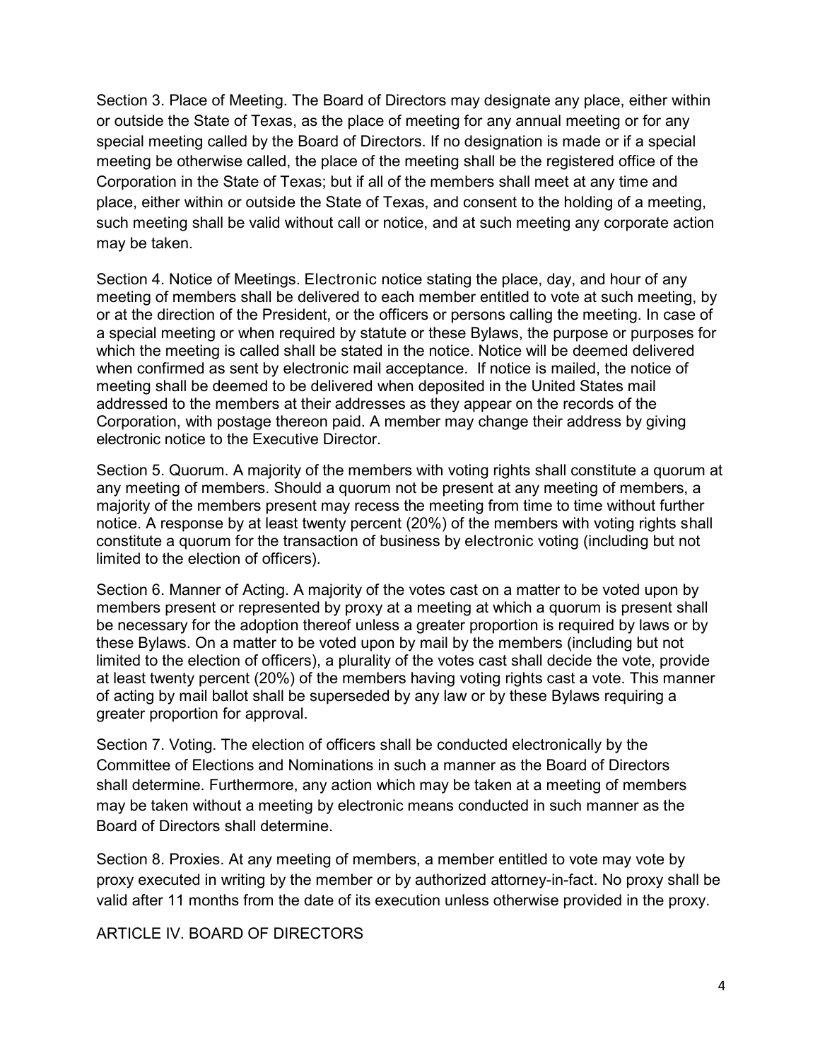Section 3. Place of Meeting. The Board of Directors may designate any place, either within or outside the State of Texas, as the place of meeting for any annual meeting or for any special meeting called by the Board of Directors. If no designation is made or if a special meeting be otherwise called, the place of the meeting shall be the registered office of the Corporation in the State of Texas; but if all of the members shall meet at any time and place, either within or outside the State of Texas, and consent to the holding of a meeting, such meeting shall be valid without call or notice, and at such meeting any corporate action may be taken.

Section 4. Notice of Meetings. Electronic notice stating the place, day, and hour of any meeting of members shall be delivered to each member entitled to vote at such meeting, by or at the direction of the President, or the officers or persons calling the meeting. In case of a special meeting or when required by statute or these Bylaws, the purpose or purposes for which the meeting is called shall be stated in the notice. Notice will be deemed delivered when confirmed as sent by electronic mail acceptance. If notice is mailed, the notice of meeting shall be deemed to be delivered when deposited in the United States mail addressed to the members at their addresses as they appear on the records of the Corporation, with postage thereon paid. A member may change their address by giving electronic notice to the Executive Director.

Section 5. Quorum. A majority of the members with voting rights shall constitute a quorum at any meeting of members. Should a quorum not be present at any meeting of members, a majority of the members present may recess the meeting from time to time without further notice. A response by at least twenty percent (20%) of the members with voting rights shall constitute a quorum for the transaction of business by electronic voting (including but not limited to the election of officers).

Section 6. Manner of Acting. A majority of the votes cast on a matter to be voted upon by members present or represented by proxy at a meeting at which a quorum is present shall be necessary for the adoption thereof unless a greater proportion is required by laws or by these Bylaws. On a matter to be voted upon by mail by the members (including but not limited to the election of officers), a plurality of the votes cast shall decide the vote, provide at least twenty percent (20%) of the members having voting rights cast a vote. This manner of acting by mail ballot shall be superseded by any law or by these Bylaws requiring a greater proportion for approval.

Section 7. Voting. The election of officers shall be conducted electronically by the Committee of Elections and Nominations in such a manner as the Board of Directors shall determine. Furthermore, any action which may be taken at a meeting of members may be taken without a meeting by electronic means conducted in such manner as the Board of Directors shall determine.

Section 8. Proxies. At any meeting of members, a member entitled to vote may vote by proxy executed in writing by the member or by authorized attorney-in-fact. No proxy shall be valid after 11 months from the date of its execution unless otherwise provided in the proxy.

## ARTICLE IV. BOARD OF DIRECTORS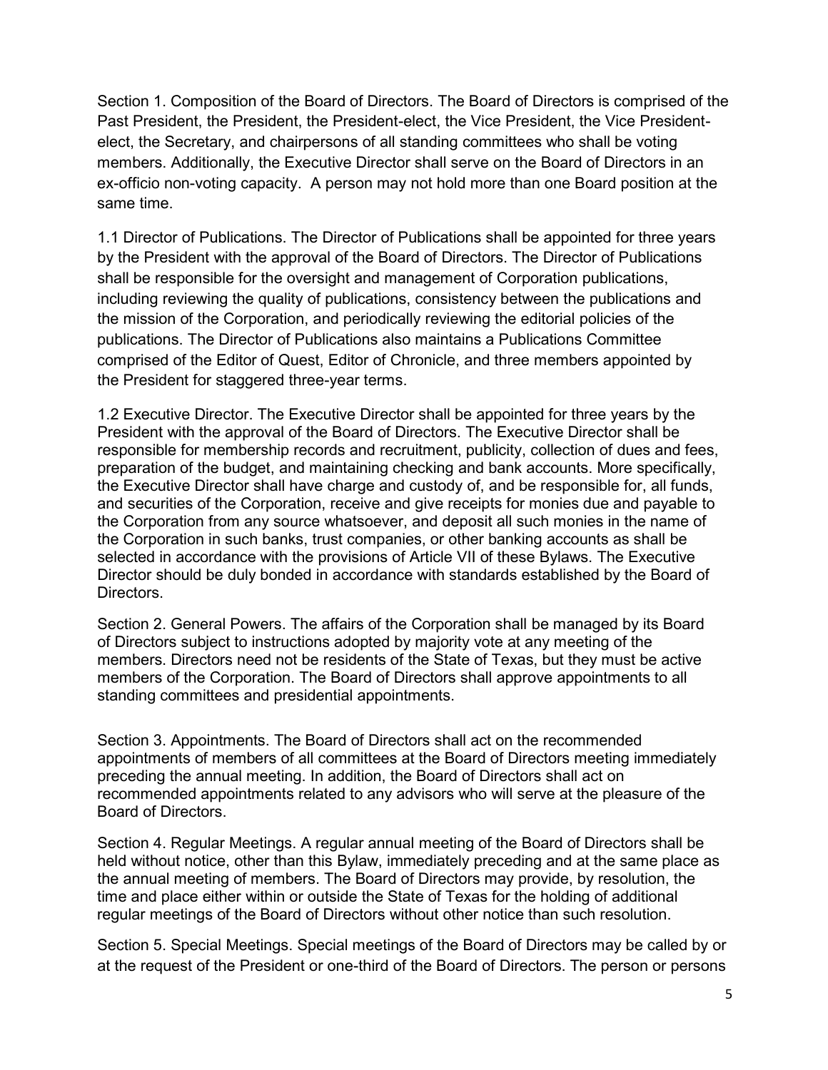Section 1. Composition of the Board of Directors. The Board of Directors is comprised of the Past President, the President, the President-elect, the Vice President, the Vice President-elect, the Secretary, and chairpersons of all standing committees who shall be voting members. Additionally, the Executive Director shall serve on the Board of Directors in an ex-officio non-voting capacity. A person may not hold more than one Board position at the same time.

1.1 Director of Publications. The Director of Publications shall be appointed for three years by the President with the approval of the Board of Directors. The Director of Publications shall be responsible for the oversight and management of Corporation publications, including reviewing the quality of publications, consistency between the publications and the mission of the Corporation, and periodically reviewing the editorial policies of the publications. The Director of Publications also maintains a Publications Committee comprised of the Editor of Quest, Editor of Chronicle, and three members appointed by the President for staggered three-year terms.

1.2 Executive Director. The Executive Director shall be appointed for three years by the President with the approval of the Board of Directors. The Executive Director shall be responsible for membership records and recruitment, publicity, collection of dues and fees, preparation of the budget, and maintaining checking and bank accounts. More specifically, the Executive Director shall have charge and custody of, and be responsible for, all funds, and securities of the Corporation, receive and give receipts for monies due and payable to the Corporation from any source whatsoever, and deposit all such monies in the name of the Corporation in such banks, trust companies, or other banking accounts as shall be selected in accordance with the provisions of Article VII of these Bylaws. The Executive Director should be duly bonded in accordance with standards established by the Board of Directors.

Section 2. General Powers. The affairs of the Corporation shall be managed by its Board of Directors subject to instructions adopted by majority vote at any meeting of the members. Directors need not be residents of the State of Texas, but they must be active members of the Corporation. The Board of Directors shall approve appointments to all standing committees and presidential appointments.

Section 3. Appointments. The Board of Directors shall act on the recommended appointments of members of all committees at the Board of Directors meeting immediately preceding the annual meeting. In addition, the Board of Directors shall act on recommended appointments related to any advisors who will serve at the pleasure of the Board of Directors.

Section 4. Regular Meetings. A regular annual meeting of the Board of Directors shall be held without notice, other than this Bylaw, immediately preceding and at the same place as the annual meeting of members. The Board of Directors may provide, by resolution, the time and place either within or outside the State of Texas for the holding of additional regular meetings of the Board of Directors without other notice than such resolution.

Section 5. Special Meetings. Special meetings of the Board of Directors may be called by or at the request of the President or one-third of the Board of Directors. The person or persons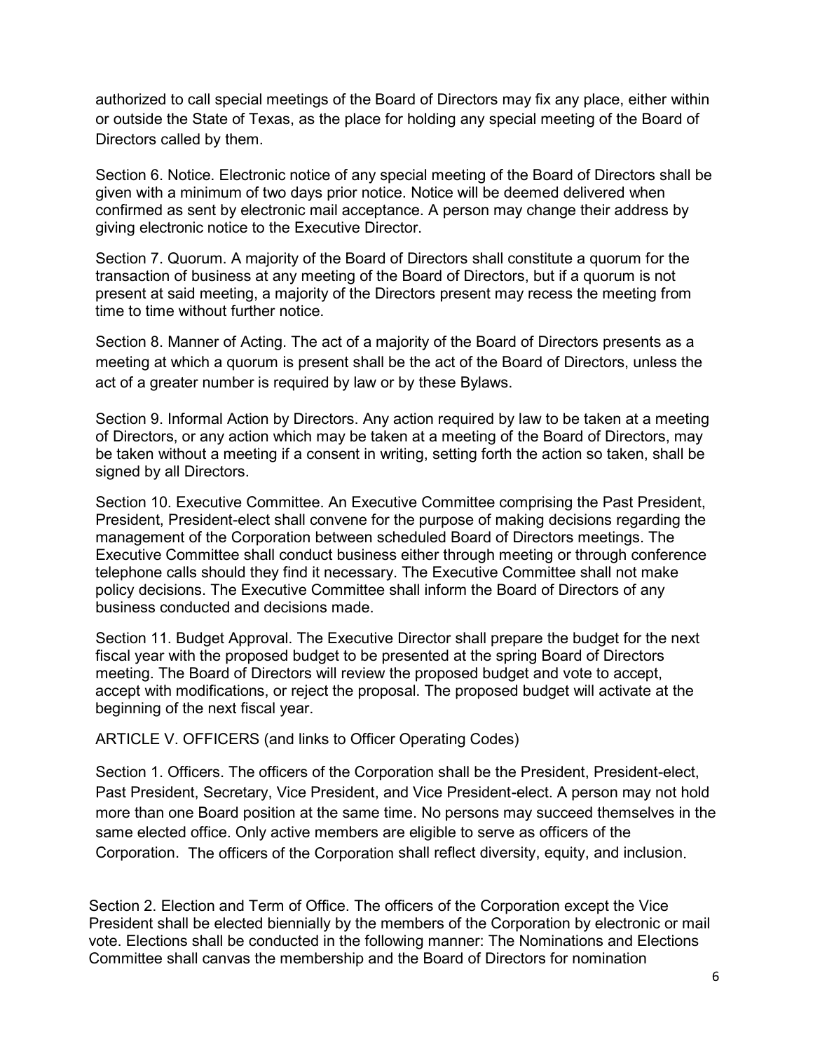authorized to call special meetings of the Board of Directors may fix any place, either within or outside the State of Texas, as the place for holding any special meeting of the Board of Directors called by them.

Section 6. Notice. Electronic notice of any special meeting of the Board of Directors shall be given with a minimum of two days prior notice. Notice will be deemed delivered when confirmed as sent by electronic mail acceptance. A person may change their address by giving electronic notice to the Executive Director.

Section 7. Quorum. A majority of the Board of Directors shall constitute a quorum for the transaction of business at any meeting of the Board of Directors, but if a quorum is not present at said meeting, a majority of the Directors present may recess the meeting from time to time without further notice.

Section 8. Manner of Acting. The act of a majority of the Board of Directors presents as a meeting at which a quorum is present shall be the act of the Board of Directors, unless the act of a greater number is required by law or by these Bylaws.

Section 9. Informal Action by Directors. Any action required by law to be taken at a meeting of Directors, or any action which may be taken at a meeting of the Board of Directors, may be taken without a meeting if a consent in writing, setting forth the action so taken, shall be signed by all Directors.

Section 10. Executive Committee. An Executive Committee comprising the Past President, President, President-elect shall convene for the purpose of making decisions regarding the management of the Corporation between scheduled Board of Directors meetings. The Executive Committee shall conduct business either through meeting or through conference telephone calls should they find it necessary. The Executive Committee shall not make policy decisions. The Executive Committee shall inform the Board of Directors of any business conducted and decisions made.

Section 11. Budget Approval. The Executive Director shall prepare the budget for the next fiscal year with the proposed budget to be presented at the spring Board of Directors meeting. The Board of Directors will review the proposed budget and vote to accept, accept with modifications, or reject the proposal. The proposed budget will activate at the beginning of the next fiscal year.

## ARTICLE V. OFFICERS (and links to Officer Operating Codes)

Section 1. Officers. The officers of the Corporation shall be the President, President-elect, Past President, Secretary, Vice President, and Vice President-elect. A person may not hold more than one Board position at the same time. No persons may succeed themselves in the same elected office. Only active members are eligible to serve as officers of the Corporation. The officers of the Corporation shall reflect diversity, equity, and inclusion.

Section 2. Election and Term of Office. The officers of the Corporation except the Vice President shall be elected biennially by the members of the Corporation by electronic or mail vote. Elections shall be conducted in the following manner: The Nominations and Elections Committee shall canvas the membership and the Board of Directors for nomination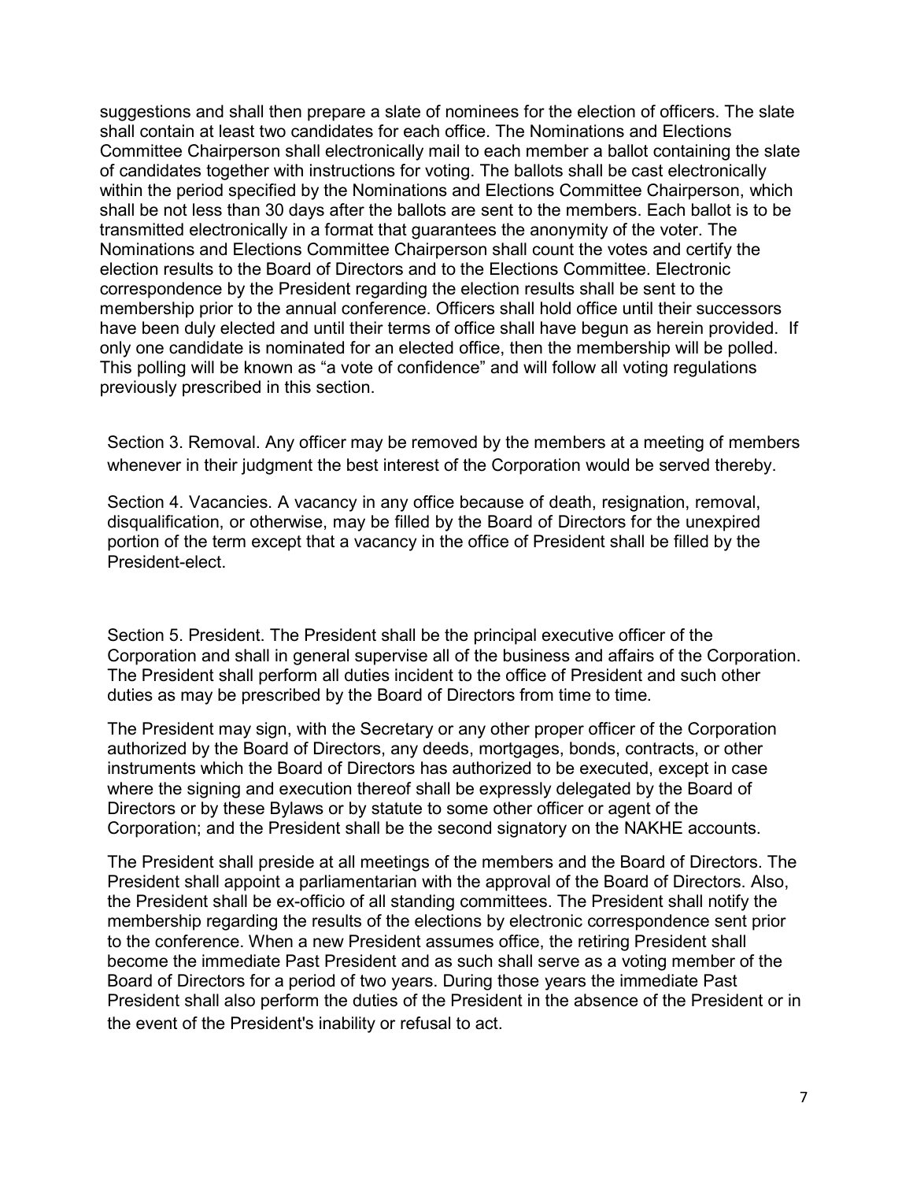suggestions and shall then prepare a slate of nominees for the election of officers. The slate shall contain at least two candidates for each office. The Nominations and Elections Committee Chairperson shall electronically mail to each member a ballot containing the slate of candidates together with instructions for voting. The ballots shall be cast electronically within the period specified by the Nominations and Elections Committee Chairperson, which shall be not less than 30 days after the ballots are sent to the members. Each ballot is to be transmitted electronically in a format that guarantees the anonymity of the voter. The Nominations and Elections Committee Chairperson shall count the votes and certify the election results to the Board of Directors and to the Elections Committee. Electronic correspondence by the President regarding the election results shall be sent to the membership prior to the annual conference. Officers shall hold office until their successors have been duly elected and until their terms of office shall have begun as herein provided. If only one candidate is nominated for an elected office, then the membership will be polled. This polling will be known as "a vote of confidence" and will follow all voting regulations previously prescribed in this section.

Section 3. Removal. Any officer may be removed by the members at a meeting of members whenever in their judgment the best interest of the Corporation would be served thereby.

Section 4. Vacancies. A vacancy in any office because of death, resignation, removal, disqualification, or otherwise, may be filled by the Board of Directors for the unexpired portion of the term except that a vacancy in the office of President shall be filled by the President-elect.

Section 5. President. The President shall be the principal executive officer of the Corporation and shall in general supervise all of the business and affairs of the Corporation. The President shall perform all duties incident to the office of President and such other duties as may be prescribed by the Board of Directors from time to time.

The President may sign, with the Secretary or any other proper officer of the Corporation authorized by the Board of Directors, any deeds, mortgages, bonds, contracts, or other instruments which the Board of Directors has authorized to be executed, except in case where the signing and execution thereof shall be expressly delegated by the Board of Directors or by these Bylaws or by statute to some other officer or agent of the Corporation; and the President shall be the second signatory on the NAKHE accounts.

The President shall preside at all meetings of the members and the Board of Directors. The President shall appoint a parliamentarian with the approval of the Board of Directors. Also, the President shall be ex-officio of all standing committees. The President shall notify the membership regarding the results of the elections by electronic correspondence sent prior to the conference. When a new President assumes office, the retiring President shall become the immediate Past President and as such shall serve as a voting member of the Board of Directors for a period of two years. During those years the immediate Past President shall also perform the duties of the President in the absence of the President or in the event of the President's inability or refusal to act.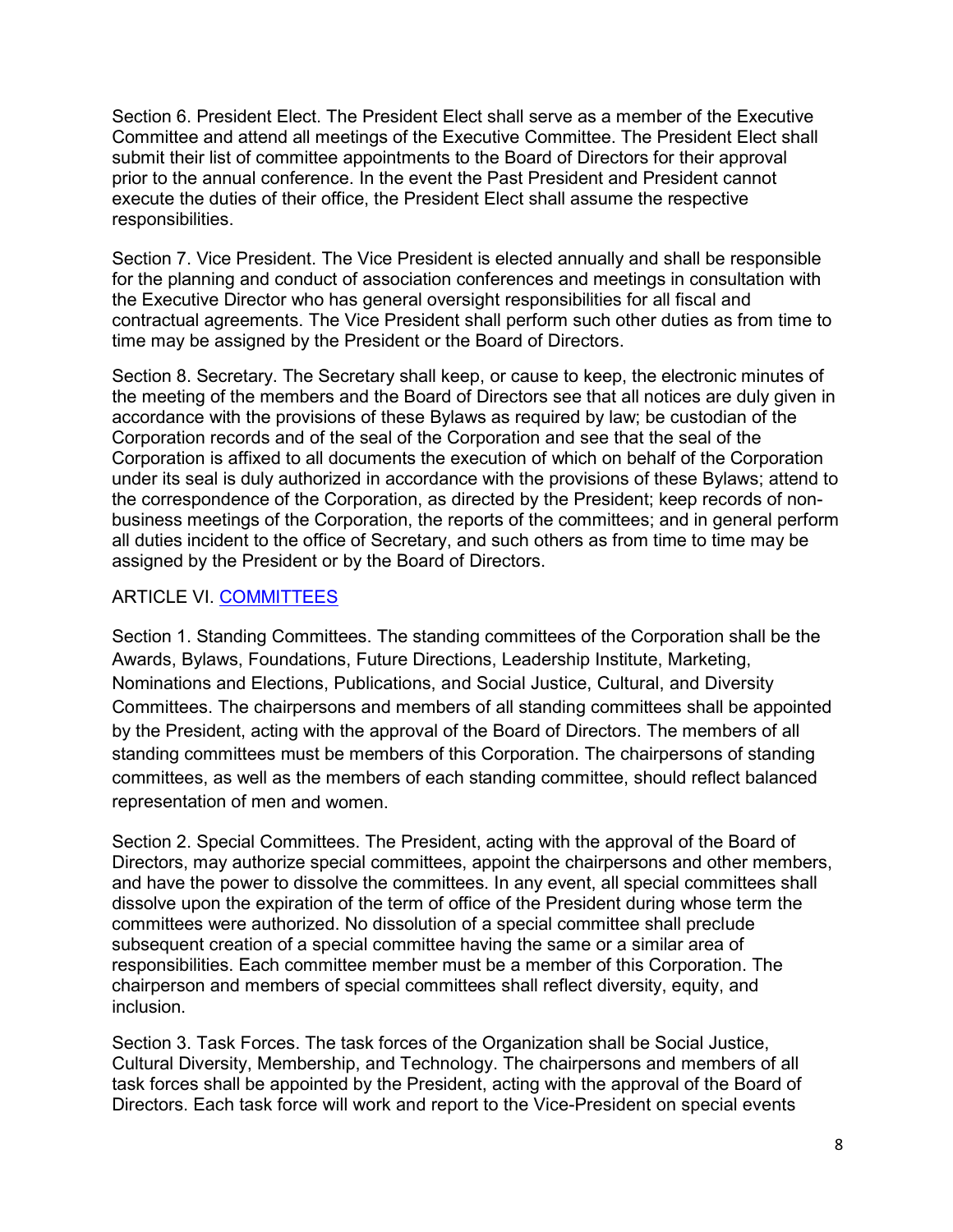Section 6. President Elect. The President Elect shall serve as a member of the Executive Committee and attend all meetings of the Executive Committee. The President Elect shall submit their list of committee appointments to the Board of Directors for their approval prior to the annual conference. In the event the Past President and President cannot execute the duties of their office, the President Elect shall assume the respective responsibilities.

Section 7. Vice President. The Vice President is elected annually and shall be responsible for the planning and conduct of association conferences and meetings in consultation with the Executive Director who has general oversight responsibilities for all fiscal and contractual agreements. The Vice President shall perform such other duties as from time to time may be assigned by the President or the Board of Directors.

Section 8. Secretary. The Secretary shall keep, or cause to keep, the electronic minutes of the meeting of the members and the Board of Directors see that all notices are duly given in accordance with the provisions of these Bylaws as required by law; be custodian of the Corporation records and of the seal of the Corporation and see that the seal of the Corporation is affixed to all documents the execution of which on behalf of the Corporation under its seal is duly authorized in accordance with the provisions of these Bylaws; attend to the correspondence of the Corporation, as directed by the President; keep records of non-business meetings of the Corporation, the reports of the committees; and in general perform all duties incident to the office of Secretary, and such others as from time to time may be assigned by the President or by the Board of Directors.

## ARTICLE VI. COMMITTEES

Section 1. Standing Committees. The standing committees of the Corporation shall be the Awards, Bylaws, Foundations, Future Directions, Leadership Institute, Marketing, Nominations and Elections, Publications, and Social Justice, Cultural, and Diversity Committees. The chairpersons and members of all standing committees shall be appointed by the President, acting with the approval of the Board of Directors. The members of all standing committees must be members of this Corporation. The chairpersons of standing committees, as well as the members of each standing committee, should reflect balanced representation of men and women.

Section 2. Special Committees. The President, acting with the approval of the Board of Directors, may authorize special committees, appoint the chairpersons and other members, and have the power to dissolve the committees. In any event, all special committees shall dissolve upon the expiration of the term of office of the President during whose term the committees were authorized. No dissolution of a special committee shall preclude subsequent creation of a special committee having the same or a similar area of responsibilities. Each committee member must be a member of this Corporation. The chairperson and members of special committees shall reflect diversity, equity, and inclusion.

Section 3. Task Forces. The task forces of the Organization shall be Social Justice, Cultural Diversity, Membership, and Technology. The chairpersons and members of all task forces shall be appointed by the President, acting with the approval of the Board of Directors. Each task force will work and report to the Vice-President on special events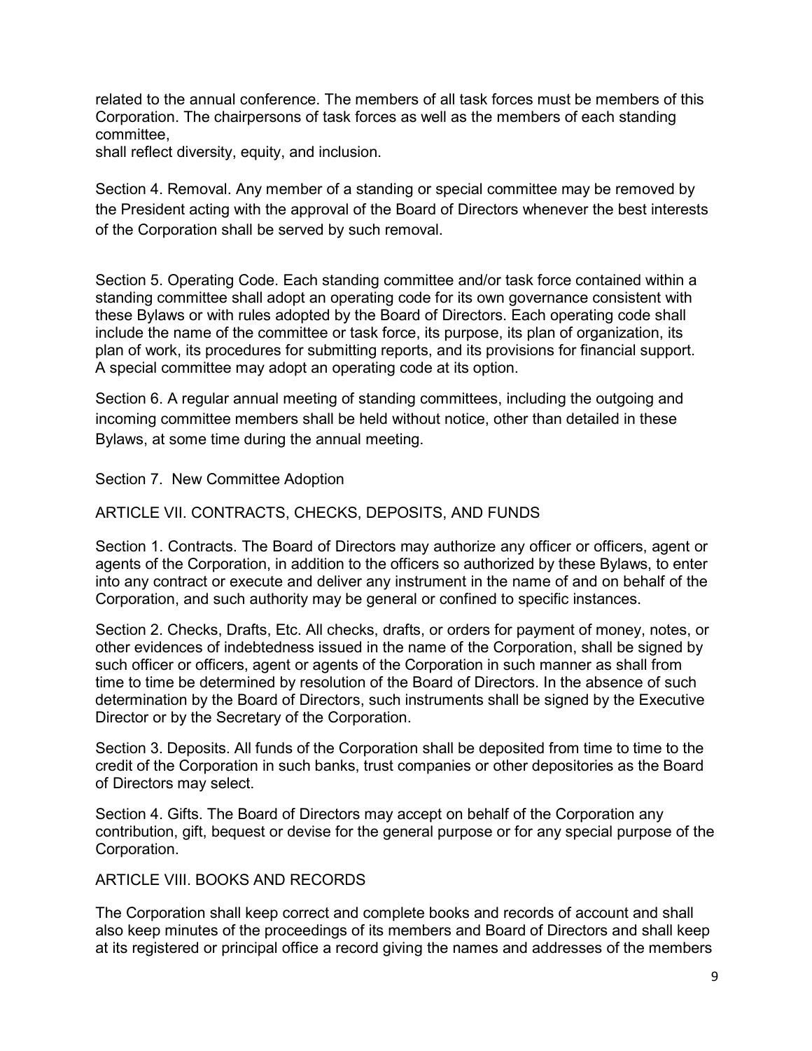related to the annual conference. The members of all task forces must be members of this Corporation. The chairpersons of task forces as well as the members of each standing committee,
shall reflect diversity, equity, and inclusion.

Section 4. Removal. Any member of a standing or special committee may be removed by the President acting with the approval of the Board of Directors whenever the best interests of the Corporation shall be served by such removal.

Section 5. Operating Code. Each standing committee and/or task force contained within a standing committee shall adopt an operating code for its own governance consistent with these Bylaws or with rules adopted by the Board of Directors. Each operating code shall include the name of the committee or task force, its purpose, its plan of organization, its plan of work, its procedures for submitting reports, and its provisions for financial support. A special committee may adopt an operating code at its option.

Section 6. A regular annual meeting of standing committees, including the outgoing and incoming committee members shall be held without notice, other than detailed in these Bylaws, at some time during the annual meeting.

Section 7. New Committee Adoption

## ARTICLE VII. CONTRACTS, CHECKS, DEPOSITS, AND FUNDS

Section 1. Contracts. The Board of Directors may authorize any officer or officers, agent or agents of the Corporation, in addition to the officers so authorized by these Bylaws, to enter into any contract or execute and deliver any instrument in the name of and on behalf of the Corporation, and such authority may be general or confined to specific instances.

Section 2. Checks, Drafts, Etc. All checks, drafts, or orders for payment of money, notes, or other evidences of indebtedness issued in the name of the Corporation, shall be signed by such officer or officers, agent or agents of the Corporation in such manner as shall from time to time be determined by resolution of the Board of Directors. In the absence of such determination by the Board of Directors, such instruments shall be signed by the Executive Director or by the Secretary of the Corporation.

Section 3. Deposits. All funds of the Corporation shall be deposited from time to time to the credit of the Corporation in such banks, trust companies or other depositories as the Board of Directors may select.

Section 4. Gifts. The Board of Directors may accept on behalf of the Corporation any contribution, gift, bequest or devise for the general purpose or for any special purpose of the Corporation.

## ARTICLE VIII. BOOKS AND RECORDS

The Corporation shall keep correct and complete books and records of account and shall also keep minutes of the proceedings of its members and Board of Directors and shall keep at its registered or principal office a record giving the names and addresses of the members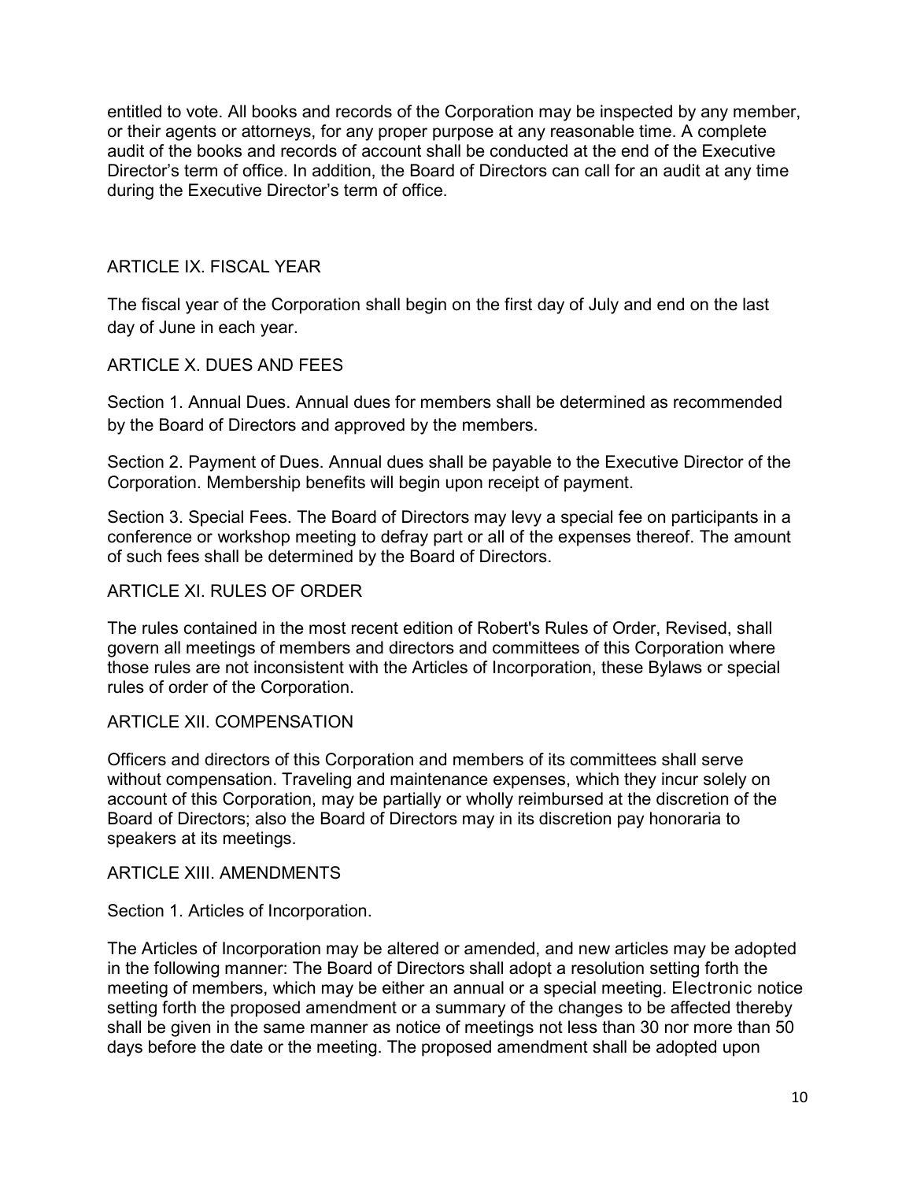entitled to vote. All books and records of the Corporation may be inspected by any member, or their agents or attorneys, for any proper purpose at any reasonable time. A complete audit of the books and records of account shall be conducted at the end of the Executive Director's term of office. In addition, the Board of Directors can call for an audit at any time during the Executive Director's term of office.

## ARTICLE IX. FISCAL YEAR

The fiscal year of the Corporation shall begin on the first day of July and end on the last day of June in each year.

## ARTICLE X. DUES AND FEES

Section 1. Annual Dues. Annual dues for members shall be determined as recommended by the Board of Directors and approved by the members.

Section 2. Payment of Dues. Annual dues shall be payable to the Executive Director of the Corporation. Membership benefits will begin upon receipt of payment.

Section 3. Special Fees. The Board of Directors may levy a special fee on participants in a conference or workshop meeting to defray part or all of the expenses thereof. The amount of such fees shall be determined by the Board of Directors.

## ARTICLE XI. RULES OF ORDER

The rules contained in the most recent edition of Robert's Rules of Order, Revised, shall govern all meetings of members and directors and committees of this Corporation where those rules are not inconsistent with the Articles of Incorporation, these Bylaws or special rules of order of the Corporation.

## ARTICLE XII. COMPENSATION

Officers and directors of this Corporation and members of its committees shall serve without compensation. Traveling and maintenance expenses, which they incur solely on account of this Corporation, may be partially or wholly reimbursed at the discretion of the Board of Directors; also the Board of Directors may in its discretion pay honoraria to speakers at its meetings.

## ARTICLE XIII. AMENDMENTS

Section 1. Articles of Incorporation.

The Articles of Incorporation may be altered or amended, and new articles may be adopted in the following manner: The Board of Directors shall adopt a resolution setting forth the meeting of members, which may be either an annual or a special meeting. Electronic notice setting forth the proposed amendment or a summary of the changes to be affected thereby shall be given in the same manner as notice of meetings not less than 30 nor more than 50 days before the date or the meeting. The proposed amendment shall be adopted upon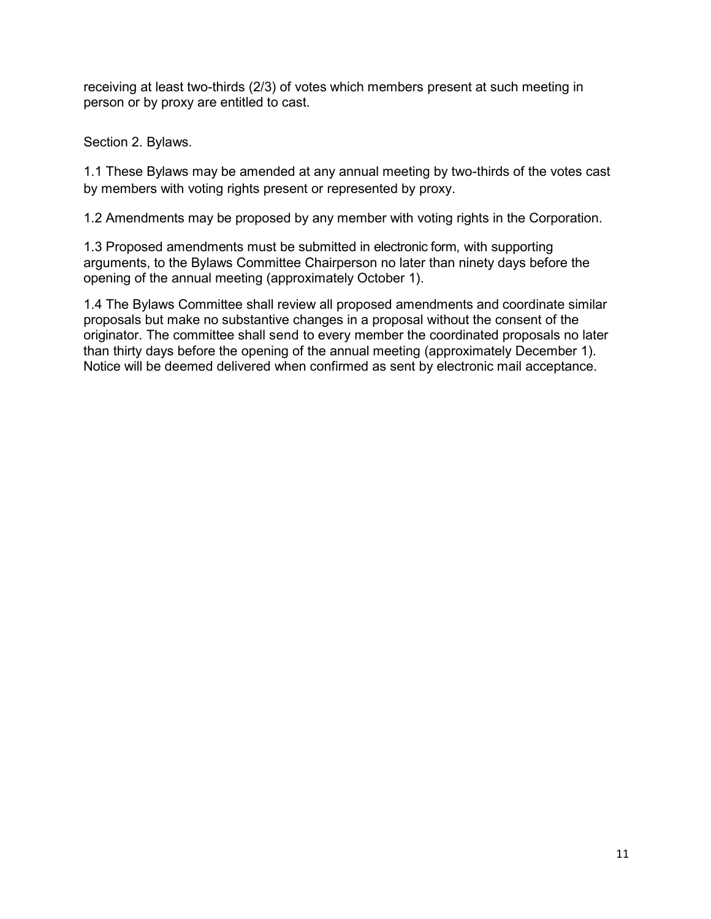receiving at least two-thirds (2/3) of votes which members present at such meeting in person or by proxy are entitled to cast.

Section 2. Bylaws.

1.1 These Bylaws may be amended at any annual meeting by two-thirds of the votes cast by members with voting rights present or represented by proxy.

1.2 Amendments may be proposed by any member with voting rights in the Corporation.

1.3 Proposed amendments must be submitted in electronic form, with supporting arguments, to the Bylaws Committee Chairperson no later than ninety days before the opening of the annual meeting (approximately October 1).

1.4 The Bylaws Committee shall review all proposed amendments and coordinate similar proposals but make no substantive changes in a proposal without the consent of the originator. The committee shall send to every member the coordinated proposals no later than thirty days before the opening of the annual meeting (approximately December 1). Notice will be deemed delivered when confirmed as sent by electronic mail acceptance.